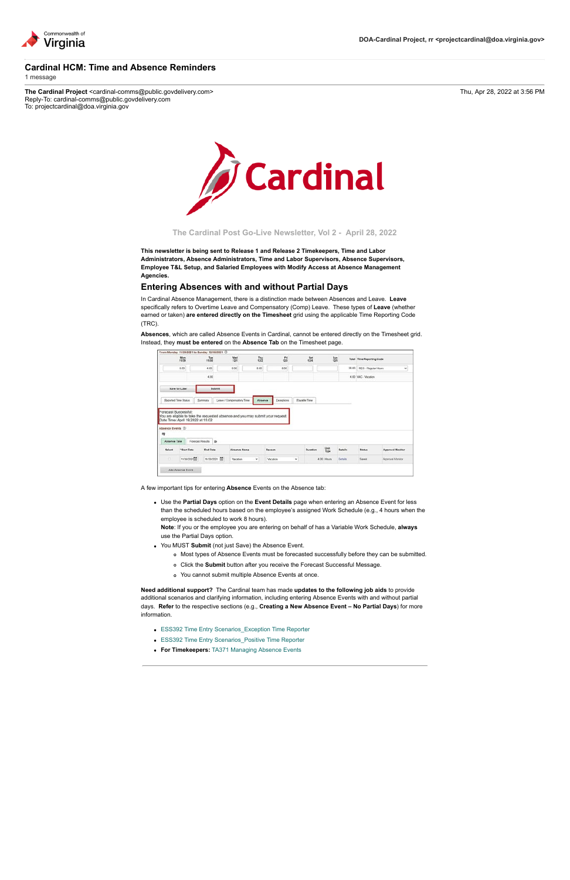Commonwealth of Virginia

**DOA-Cardinal Project, rr <projectcardinal@doa.virginia.gov>**

# Cardinal HCM: Time and Absence Reminders

1 message

**The Cardinal Project** <cardinal-comms@public.govdelivery.com>
Reply-To: cardinal-comms@public.govdelivery.com
To: projectcardinal@doa.virginia.gov

Thu, Apr 28, 2022 at 3:56 PM

Cardinal

The Cardinal Post Go-Live Newsletter, Vol 2 - April 28, 2022

**This newsletter is being sent to Release 1 and Release 2 Timekeepers, Time and Labor Administrators, Absence Administrators, Time and Labor Supervisors, Absence Supervisors, Employee T&L Setup, and Salaried Employees with Modify Access at Absence Management Agencies.**

## Entering Absences with and without Partial Days

In Cardinal Absence Management, there is a distinction made between Absences and Leave. **Leave** specifically refers to Overtime Leave and Compensatory (Comp) Leave. These types of **Leave** (whether earned or taken) **are entered directly on the Timesheet** grid using the applicable Time Reporting Code (TRC).

**Absences**, which are called Absence Events in Cardinal, cannot be entered directly on the Timesheet grid. Instead, they **must be entered** on the **Absence Tab** on the Timesheet page.

A few important tips for entering **Absence** Events on the Absence tab:

- Use the **Partial Days** option on the **Event Details** page when entering an Absence Event for less than the scheduled hours based on the employee's assigned Work Schedule (e.g., 4 hours when the employee is scheduled to work 8 hours).
  **Note**: If you or the employee you are entering on behalf of has a Variable Work Schedule, **always** use the Partial Days option.
- You MUST **Submit** (not just Save) the Absence Event.
  - Most types of Absence Events must be forecasted successfully before they can be submitted.
  - Click the **Submit** button after you receive the Forecast Successful Message.
  - You cannot submit multiple Absence Events at once.

**Need additional support?** The Cardinal team has made **updates to the following job aids** to provide additional scenarios and clarifying information, including entering Absence Events with and without partial days. **Refer** to the respective sections (e.g., **Creating a New Absence Event – No Partial Days**) for more information.

- ESS392 Time Entry Scenarios_Exception Time Reporter
- ESS392 Time Entry Scenarios_Positive Time Reporter
- **For Timekeepers:** TA371 Managing Absence Events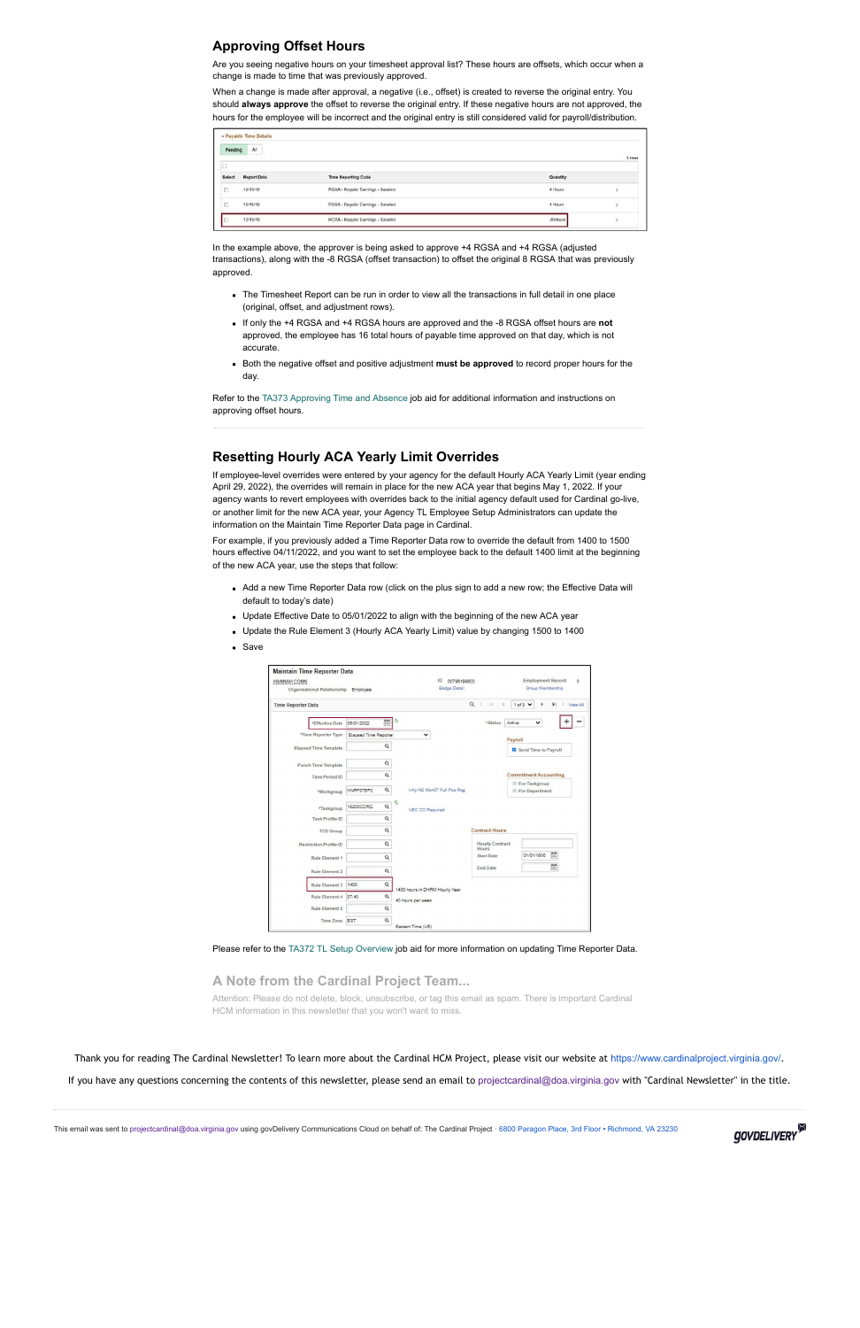## Approving Offset Hours

Are you seeing negative hours on your timesheet approval list? These hours are offsets, which occur when a change is made to time that was previously approved.

When a change is made after approval, a negative (i.e., offset) is created to reverse the original entry. You should **always approve** the offset to reverse the original entry. If these negative hours are not approved, the hours for the employee will be incorrect and the original entry is still considered valid for payroll/distribution.

Payable Time Details

Pending | All

| Select | Report Date | Time Reporting Code | Quantity |
|---|---|---|---|
| ☐ | 12/15/19 | RGSA - Regular Earnings - Salaried | 4 Hours |
| ☐ | 12/15/19 | RGSA - Regular Earnings - Salaried | 4 Hours |
| ☐ | 12/15/19 | RGSA - Regular Earnings - Salaried | -8 Hours |

In the example above, the approver is being asked to approve +4 RGSA and +4 RGSA (adjusted transactions), along with the -8 RGSA (offset transaction) to offset the original 8 RGSA that was previously approved.

- The Timesheet Report can be run in order to view all the transactions in full detail in one place (original, offset, and adjustment rows).
- If only the +4 RGSA and +4 RGSA hours are approved and the -8 RGSA offset hours are **not** approved, the employee has 16 total hours of payable time approved on that day, which is not accurate.
- Both the negative offset and positive adjustment **must be approved** to record proper hours for the day.

Refer to the TA373 Approving Time and Absence job aid for additional information and instructions on approving offset hours.

## Resetting Hourly ACA Yearly Limit Overrides

If employee-level overrides were entered by your agency for the default Hourly ACA Yearly Limit (year ending April 29, 2022), the overrides will remain in place for the new ACA year that begins May 1, 2022. If your agency wants to revert employees with overrides back to the initial agency default used for Cardinal go-live, or another limit for the new ACA year, your Agency TL Employee Setup Administrators can update the information on the Maintain Time Reporter Data page in Cardinal.

For example, if you previously added a Time Reporter Data row to override the default from 1400 to 1500 hours effective 04/11/2022, and you want to set the employee back to the default 1400 limit at the beginning of the new ACA year, use the steps that follow:

- Add a new Time Reporter Data row (click on the plus sign to add a new row; the Effective Data will default to today's date)
- Update Effective Date to 05/01/2022 to align with the beginning of the new ACA year
- Update the Rule Element 3 (Hourly ACA Yearly Limit) value by changing 1500 to 1400
- Save

Please refer to the TA372 TL Setup Overview job aid for more information on updating Time Reporter Data.

### A Note from the Cardinal Project Team...

Attention: Please do not delete, block, unsubscribe, or tag this email as spam. There is important Cardinal HCM information in this newsletter that you won't want to miss.

Thank you for reading The Cardinal Newsletter! To learn more about the Cardinal HCM Project, please visit our website at https://www.cardinalproject.virginia.gov/.

If you have any questions concerning the contents of this newsletter, please send an email to projectcardinal@doa.virginia.gov with "Cardinal Newsletter" in the title.

This email was sent to projectcardinal@doa.virginia.gov using govDelivery Communications Cloud on behalf of: The Cardinal Project · 6800 Paragon Place, 3rd Floor · Richmond, VA 23230